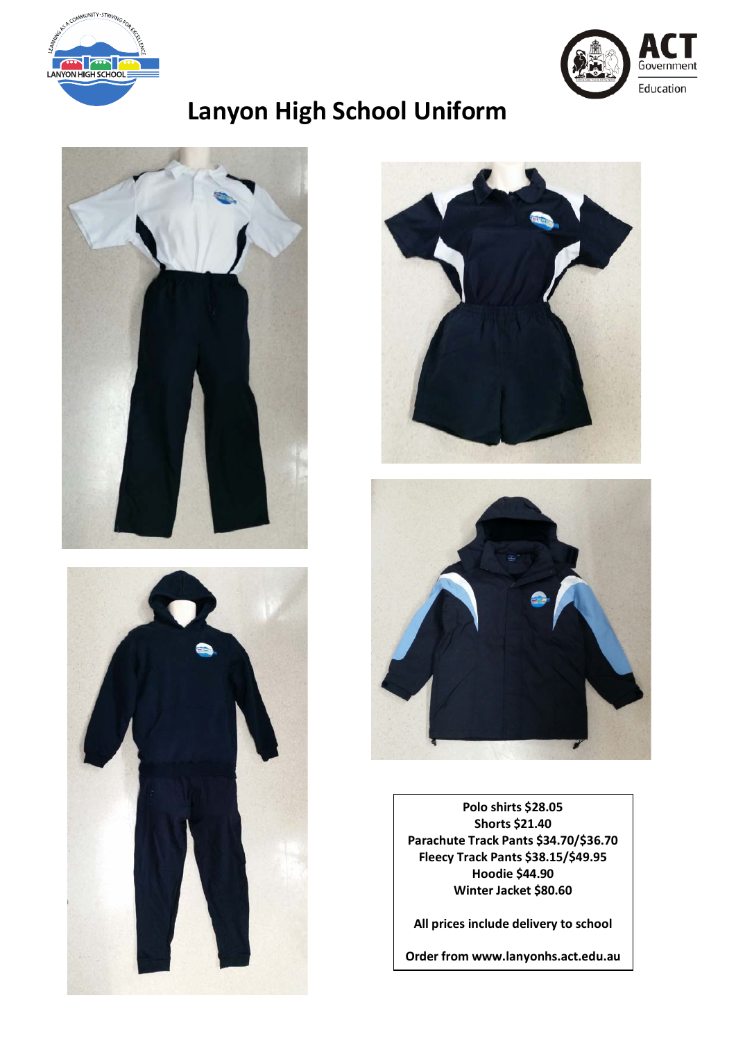# Lanyon High School Uniform

**Polo shirts $28.05**
**Shorts $21.40**
**Parachute Track Pants $34.70/$36.70**
**Fleecy Track Pants $38.15/$49.95**
**Hoodie $44.90**
**Winter Jacket $80.60**

**All prices include delivery to school**

**Order from www.lanyonhs.act.edu.au**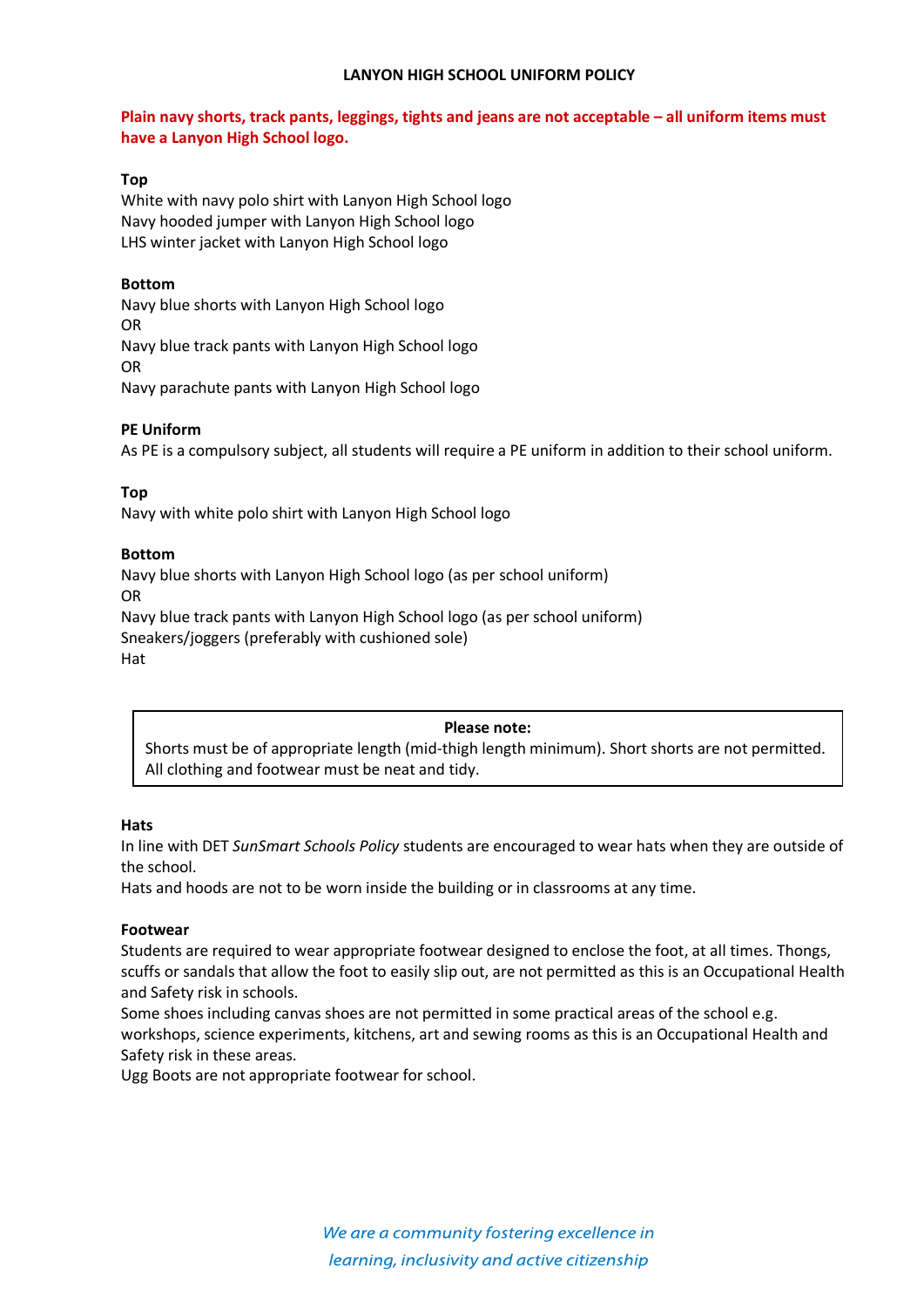# LANYON HIGH SCHOOL UNIFORM POLICY

**Plain navy shorts, track pants, leggings, tights and jeans are not acceptable – all uniform items must have a Lanyon High School logo.**

**Top**

White with navy polo shirt with Lanyon High School logo
Navy hooded jumper with Lanyon High School logo
LHS winter jacket with Lanyon High School logo

**Bottom**

Navy blue shorts with Lanyon High School logo
OR
Navy blue track pants with Lanyon High School logo
OR
Navy parachute pants with Lanyon High School logo

**PE Uniform**

As PE is a compulsory subject, all students will require a PE uniform in addition to their school uniform.

**Top**

Navy with white polo shirt with Lanyon High School logo

**Bottom**

Navy blue shorts with Lanyon High School logo (as per school uniform)
OR
Navy blue track pants with Lanyon High School logo (as per school uniform)
Sneakers/joggers (preferably with cushioned sole)
Hat

> **Please note:**
> Shorts must be of appropriate length (mid-thigh length minimum). Short shorts are not permitted. All clothing and footwear must be neat and tidy.

**Hats**

In line with DET *SunSmart Schools Policy* students are encouraged to wear hats when they are outside of the school.
Hats and hoods are not to be worn inside the building or in classrooms at any time.

**Footwear**

Students are required to wear appropriate footwear designed to enclose the foot, at all times. Thongs, scuffs or sandals that allow the foot to easily slip out, are not permitted as this is an Occupational Health and Safety risk in schools.
Some shoes including canvas shoes are not permitted in some practical areas of the school e.g. workshops, science experiments, kitchens, art and sewing rooms as this is an Occupational Health and Safety risk in these areas.
Ugg Boots are not appropriate footwear for school.

*We are a community fostering excellence in learning, inclusivity and active citizenship*